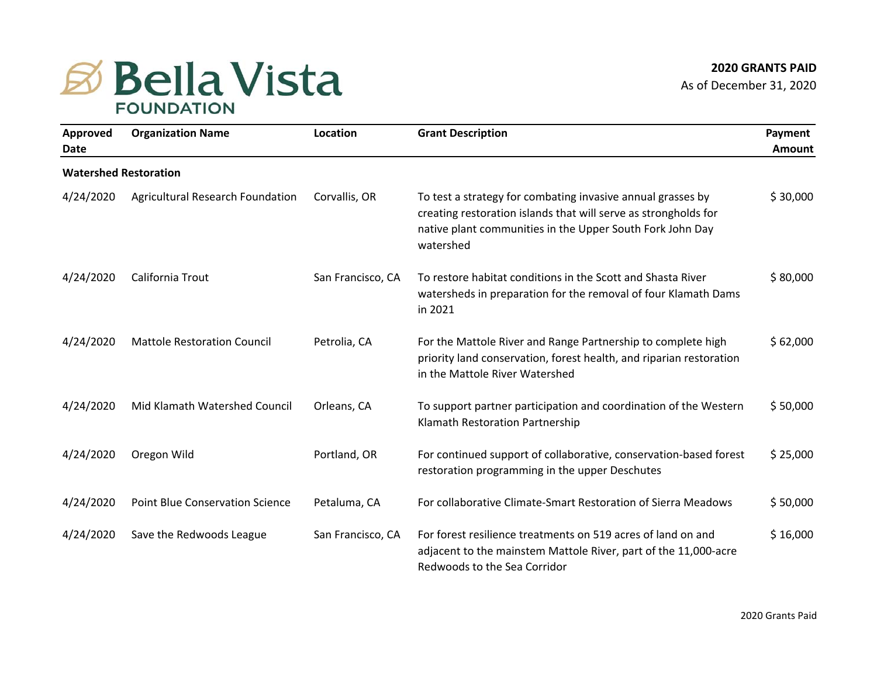# Bella Vista FOUNDATION

**2020 GRANTS PAID**
As of December 31, 2020

| Approved Date | Organization Name | Location | Grant Description | Payment Amount |
|---|---|---|---|---|
| **Watershed Restoration** | | | | |
| 4/24/2020 | Agricultural Research Foundation | Corvallis, OR | To test a strategy for combating invasive annual grasses by creating restoration islands that will serve as strongholds for native plant communities in the Upper South Fork John Day watershed | $ 30,000 |
| 4/24/2020 | California Trout | San Francisco, CA | To restore habitat conditions in the Scott and Shasta River watersheds in preparation for the removal of four Klamath Dams in 2021 | $ 80,000 |
| 4/24/2020 | Mattole Restoration Council | Petrolia, CA | For the Mattole River and Range Partnership to complete high priority land conservation, forest health, and riparian restoration in the Mattole River Watershed | $ 62,000 |
| 4/24/2020 | Mid Klamath Watershed Council | Orleans, CA | To support partner participation and coordination of the Western Klamath Restoration Partnership | $ 50,000 |
| 4/24/2020 | Oregon Wild | Portland, OR | For continued support of collaborative, conservation-based forest restoration programming in the upper Deschutes | $ 25,000 |
| 4/24/2020 | Point Blue Conservation Science | Petaluma, CA | For collaborative Climate-Smart Restoration of Sierra Meadows | $ 50,000 |
| 4/24/2020 | Save the Redwoods League | San Francisco, CA | For forest resilience treatments on 519 acres of land on and adjacent to the mainstem Mattole River, part of the 11,000-acre Redwoods to the Sea Corridor | $ 16,000 |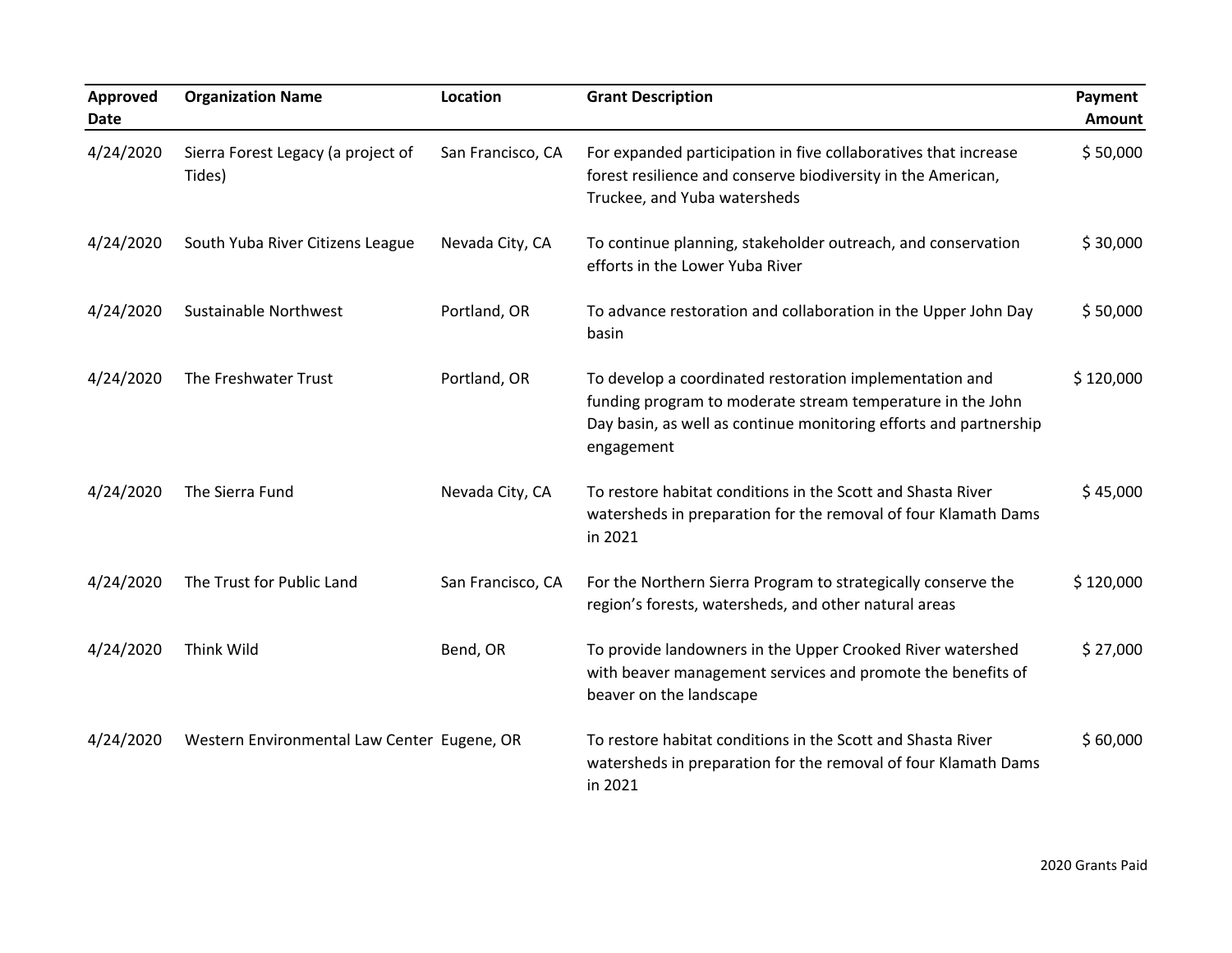| Approved Date | Organization Name | Location | Grant Description | Payment Amount |
|---|---|---|---|---|
| 4/24/2020 | Sierra Forest Legacy (a project of Tides) | San Francisco, CA | For expanded participation in five collaboratives that increase forest resilience and conserve biodiversity in the American, Truckee, and Yuba watersheds | $ 50,000 |
| 4/24/2020 | South Yuba River Citizens League | Nevada City, CA | To continue planning, stakeholder outreach, and conservation efforts in the Lower Yuba River | $ 30,000 |
| 4/24/2020 | Sustainable Northwest | Portland, OR | To advance restoration and collaboration in the Upper John Day basin | $ 50,000 |
| 4/24/2020 | The Freshwater Trust | Portland, OR | To develop a coordinated restoration implementation and funding program to moderate stream temperature in the John Day basin, as well as continue monitoring efforts and partnership engagement | $ 120,000 |
| 4/24/2020 | The Sierra Fund | Nevada City, CA | To restore habitat conditions in the Scott and Shasta River watersheds in preparation for the removal of four Klamath Dams in 2021 | $ 45,000 |
| 4/24/2020 | The Trust for Public Land | San Francisco, CA | For the Northern Sierra Program to strategically conserve the region's forests, watersheds, and other natural areas | $ 120,000 |
| 4/24/2020 | Think Wild | Bend, OR | To provide landowners in the Upper Crooked River watershed with beaver management services and promote the benefits of beaver on the landscape | $ 27,000 |
| 4/24/2020 | Western Environmental Law Center | Eugene, OR | To restore habitat conditions in the Scott and Shasta River watersheds in preparation for the removal of four Klamath Dams in 2021 | $ 60,000 |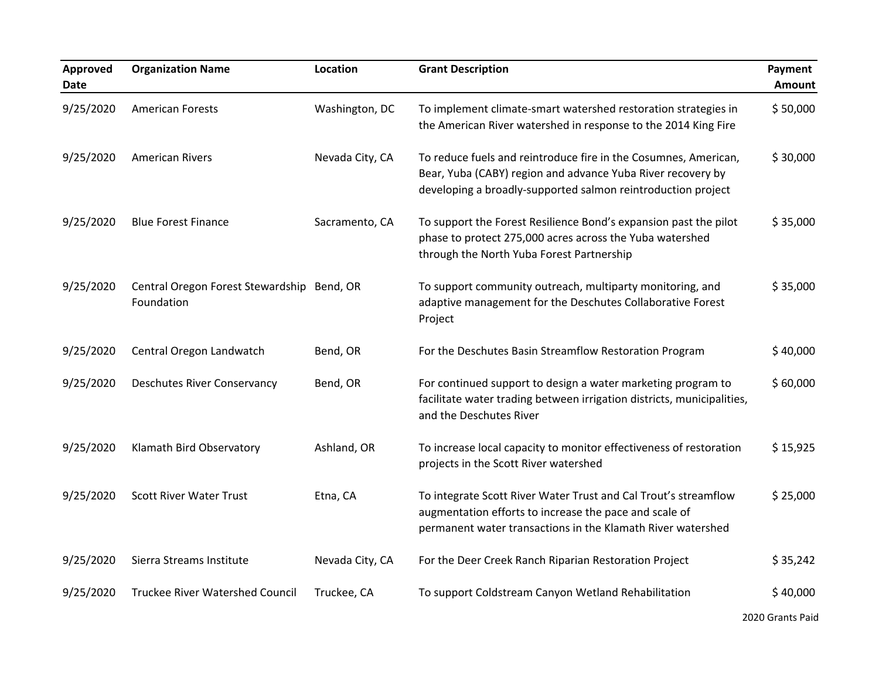| Approved Date | Organization Name | Location | Grant Description | Payment Amount |
| --- | --- | --- | --- | --- |
| 9/25/2020 | American Forests | Washington, DC | To implement climate-smart watershed restoration strategies in the American River watershed in response to the 2014 King Fire | $ 50,000 |
| 9/25/2020 | American Rivers | Nevada City, CA | To reduce fuels and reintroduce fire in the Cosumnes, American, Bear, Yuba (CABY) region and advance Yuba River recovery by developing a broadly-supported salmon reintroduction project | $ 30,000 |
| 9/25/2020 | Blue Forest Finance | Sacramento, CA | To support the Forest Resilience Bond's expansion past the pilot phase to protect 275,000 acres across the Yuba watershed through the North Yuba Forest Partnership | $ 35,000 |
| 9/25/2020 | Central Oregon Forest Stewardship Foundation | Bend, OR | To support community outreach, multiparty monitoring, and adaptive management for the Deschutes Collaborative Forest Project | $ 35,000 |
| 9/25/2020 | Central Oregon Landwatch | Bend, OR | For the Deschutes Basin Streamflow Restoration Program | $ 40,000 |
| 9/25/2020 | Deschutes River Conservancy | Bend, OR | For continued support to design a water marketing program to facilitate water trading between irrigation districts, municipalities, and the Deschutes River | $ 60,000 |
| 9/25/2020 | Klamath Bird Observatory | Ashland, OR | To increase local capacity to monitor effectiveness of restoration projects in the Scott River watershed | $ 15,925 |
| 9/25/2020 | Scott River Water Trust | Etna, CA | To integrate Scott River Water Trust and Cal Trout's streamflow augmentation efforts to increase the pace and scale of permanent water transactions in the Klamath River watershed | $ 25,000 |
| 9/25/2020 | Sierra Streams Institute | Nevada City, CA | For the Deer Creek Ranch Riparian Restoration Project | $ 35,242 |
| 9/25/2020 | Truckee River Watershed Council | Truckee, CA | To support Coldstream Canyon Wetland Rehabilitation | $ 40,000 |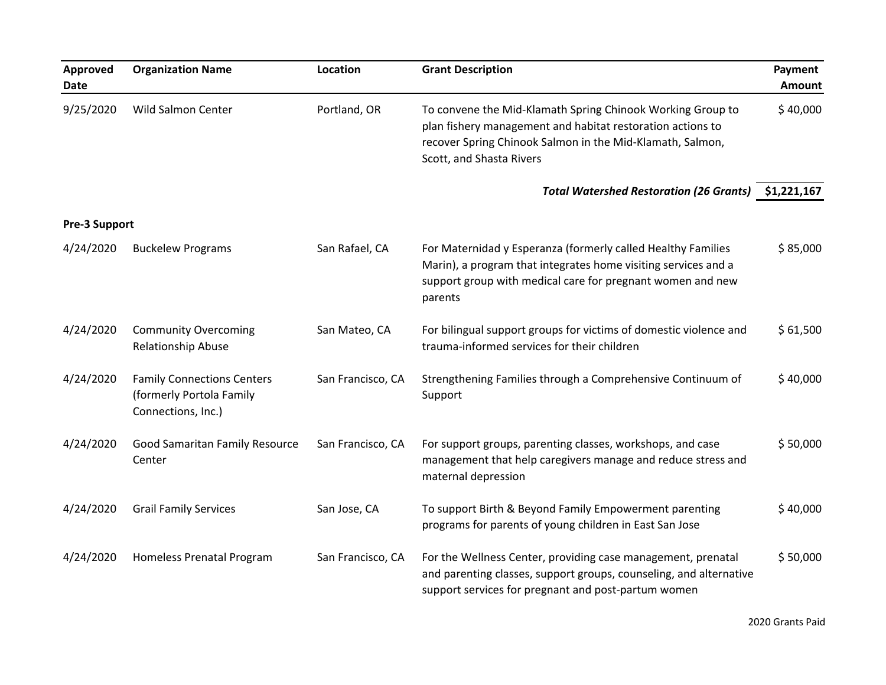| Approved Date | Organization Name | Location | Grant Description | Payment Amount |
|---|---|---|---|---|
| 9/25/2020 | Wild Salmon Center | Portland, OR | To convene the Mid-Klamath Spring Chinook Working Group to plan fishery management and habitat restoration actions to recover Spring Chinook Salmon in the Mid-Klamath, Salmon, Scott, and Shasta Rivers | $ 40,000 |
| | | | ***Total Watershed Restoration (26 Grants)*** | **$1,221,167** |
| **Pre-3 Support** | | | | |
| 4/24/2020 | Buckelew Programs | San Rafael, CA | For Maternidad y Esperanza (formerly called Healthy Families Marin), a program that integrates home visiting services and a support group with medical care for pregnant women and new parents | $ 85,000 |
| 4/24/2020 | Community Overcoming Relationship Abuse | San Mateo, CA | For bilingual support groups for victims of domestic violence and trauma-informed services for their children | $ 61,500 |
| 4/24/2020 | Family Connections Centers (formerly Portola Family Connections, Inc.) | San Francisco, CA | Strengthening Families through a Comprehensive Continuum of Support | $ 40,000 |
| 4/24/2020 | Good Samaritan Family Resource Center | San Francisco, CA | For support groups, parenting classes, workshops, and case management that help caregivers manage and reduce stress and maternal depression | $ 50,000 |
| 4/24/2020 | Grail Family Services | San Jose, CA | To support Birth & Beyond Family Empowerment parenting programs for parents of young children in East San Jose | $ 40,000 |
| 4/24/2020 | Homeless Prenatal Program | San Francisco, CA | For the Wellness Center, providing case management, prenatal and parenting classes, support groups, counseling, and alternative support services for pregnant and post-partum women | $ 50,000 |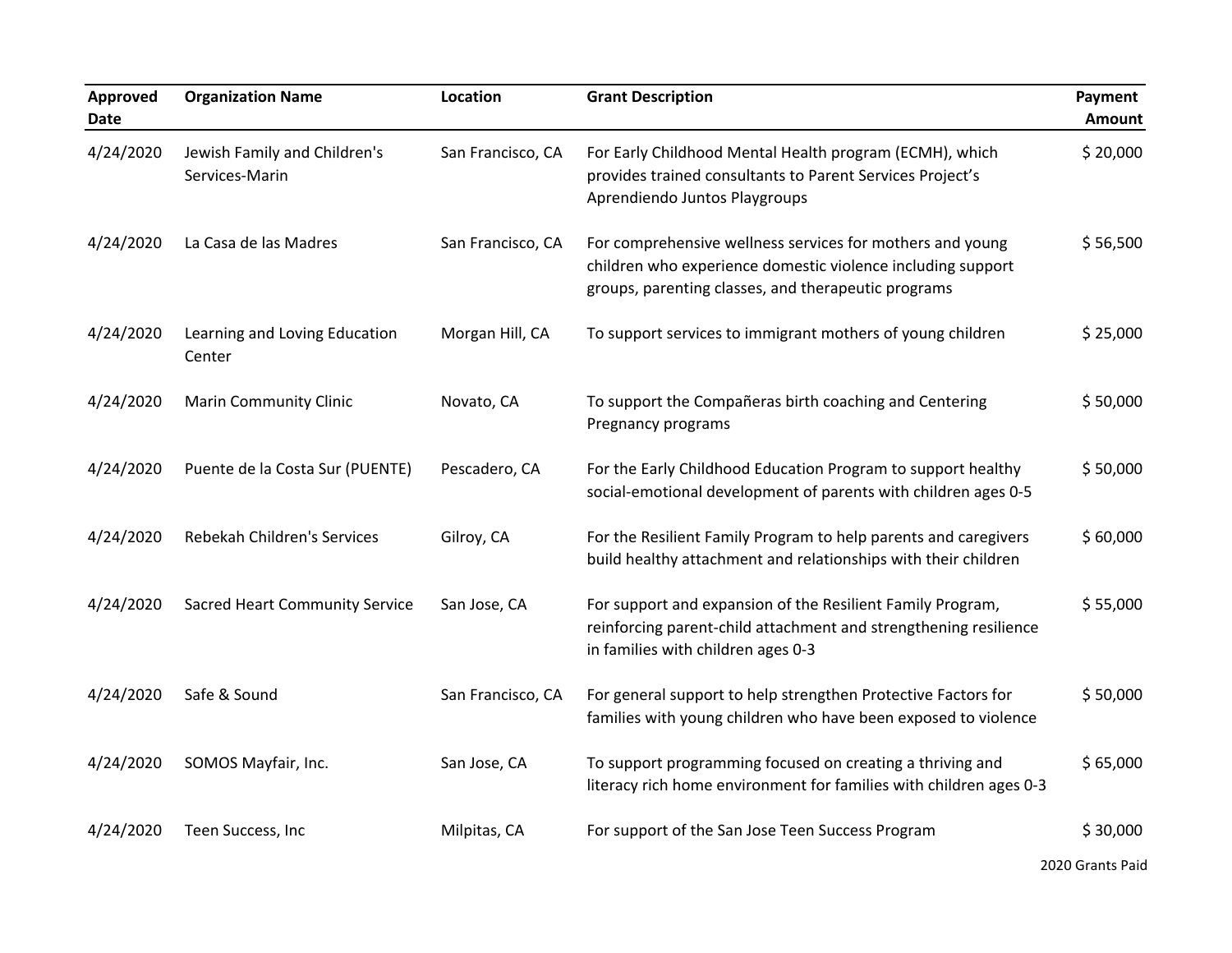| Approved Date | Organization Name | Location | Grant Description | Payment Amount |
|---|---|---|---|---|
| 4/24/2020 | Jewish Family and Children's Services-Marin | San Francisco, CA | For Early Childhood Mental Health program (ECMH), which provides trained consultants to Parent Services Project's Aprendiendo Juntos Playgroups | $ 20,000 |
| 4/24/2020 | La Casa de las Madres | San Francisco, CA | For comprehensive wellness services for mothers and young children who experience domestic violence including support groups, parenting classes, and therapeutic programs | $ 56,500 |
| 4/24/2020 | Learning and Loving Education Center | Morgan Hill, CA | To support services to immigrant mothers of young children | $ 25,000 |
| 4/24/2020 | Marin Community Clinic | Novato, CA | To support the Compañeras birth coaching and Centering Pregnancy programs | $ 50,000 |
| 4/24/2020 | Puente de la Costa Sur (PUENTE) | Pescadero, CA | For the Early Childhood Education Program to support healthy social-emotional development of parents with children ages 0-5 | $ 50,000 |
| 4/24/2020 | Rebekah Children's Services | Gilroy, CA | For the Resilient Family Program to help parents and caregivers build healthy attachment and relationships with their children | $ 60,000 |
| 4/24/2020 | Sacred Heart Community Service | San Jose, CA | For support and expansion of the Resilient Family Program, reinforcing parent-child attachment and strengthening resilience in families with children ages 0-3 | $ 55,000 |
| 4/24/2020 | Safe & Sound | San Francisco, CA | For general support to help strengthen Protective Factors for families with young children who have been exposed to violence | $ 50,000 |
| 4/24/2020 | SOMOS Mayfair, Inc. | San Jose, CA | To support programming focused on creating a thriving and literacy rich home environment for families with children ages 0-3 | $ 65,000 |
| 4/24/2020 | Teen Success, Inc | Milpitas, CA | For support of the San Jose Teen Success Program | $ 30,000 |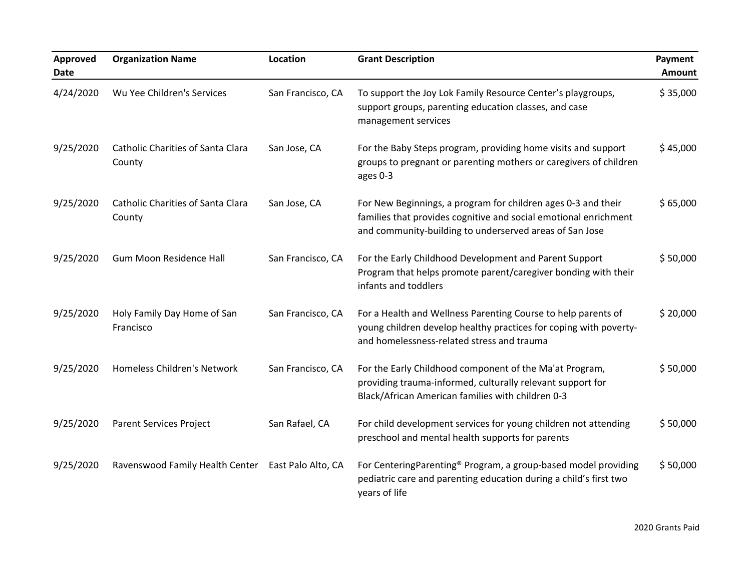| Approved Date | Organization Name | Location | Grant Description | Payment Amount |
| --- | --- | --- | --- | --- |
| 4/24/2020 | Wu Yee Children's Services | San Francisco, CA | To support the Joy Lok Family Resource Center's playgroups, support groups, parenting education classes, and case management services | $ 35,000 |
| 9/25/2020 | Catholic Charities of Santa Clara County | San Jose, CA | For the Baby Steps program, providing home visits and support groups to pregnant or parenting mothers or caregivers of children ages 0-3 | $ 45,000 |
| 9/25/2020 | Catholic Charities of Santa Clara County | San Jose, CA | For New Beginnings, a program for children ages 0-3 and their families that provides cognitive and social emotional enrichment and community-building to underserved areas of San Jose | $ 65,000 |
| 9/25/2020 | Gum Moon Residence Hall | San Francisco, CA | For the Early Childhood Development and Parent Support Program that helps promote parent/caregiver bonding with their infants and toddlers | $ 50,000 |
| 9/25/2020 | Holy Family Day Home of San Francisco | San Francisco, CA | For a Health and Wellness Parenting Course to help parents of young children develop healthy practices for coping with poverty- and homelessness-related stress and trauma | $ 20,000 |
| 9/25/2020 | Homeless Children's Network | San Francisco, CA | For the Early Childhood component of the Ma'at Program, providing trauma-informed, culturally relevant support for Black/African American families with children 0-3 | $ 50,000 |
| 9/25/2020 | Parent Services Project | San Rafael, CA | For child development services for young children not attending preschool and mental health supports for parents | $ 50,000 |
| 9/25/2020 | Ravenswood Family Health Center | East Palo Alto, CA | For CenteringParenting® Program, a group-based model providing pediatric care and parenting education during a child's first two years of life | $ 50,000 |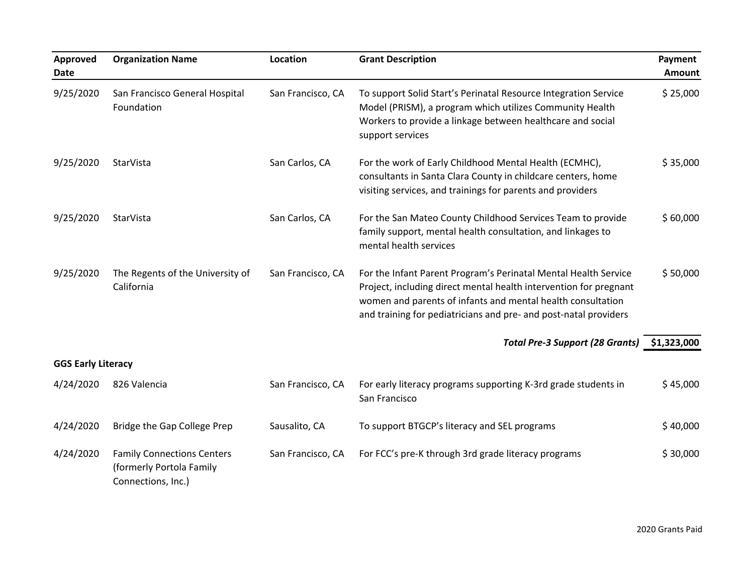| Approved Date | Organization Name | Location | Grant Description | Payment Amount |
|---|---|---|---|---|
| 9/25/2020 | San Francisco General Hospital Foundation | San Francisco, CA | To support Solid Start's Perinatal Resource Integration Service Model (PRISM), a program which utilizes Community Health Workers to provide a linkage between healthcare and social support services | $ 25,000 |
| 9/25/2020 | StarVista | San Carlos, CA | For the work of Early Childhood Mental Health (ECMHC), consultants in Santa Clara County in childcare centers, home visiting services, and trainings for parents and providers | $ 35,000 |
| 9/25/2020 | StarVista | San Carlos, CA | For the San Mateo County Childhood Services Team to provide family support, mental health consultation, and linkages to mental health services | $ 60,000 |
| 9/25/2020 | The Regents of the University of California | San Francisco, CA | For the Infant Parent Program's Perinatal Mental Health Service Project, including direct mental health intervention for pregnant women and parents of infants and mental health consultation and training for pediatricians and pre- and post-natal providers | $ 50,000 |
| | | | ***Total Pre-3 Support (28 Grants)*** | **$1,323,000** |
| **GGS Early Literacy** | | | | |
| 4/24/2020 | 826 Valencia | San Francisco, CA | For early literacy programs supporting K-3rd grade students in San Francisco | $ 45,000 |
| 4/24/2020 | Bridge the Gap College Prep | Sausalito, CA | To support BTGCP's literacy and SEL programs | $ 40,000 |
| 4/24/2020 | Family Connections Centers (formerly Portola Family Connections, Inc.) | San Francisco, CA | For FCC's pre-K through 3rd grade literacy programs | $ 30,000 |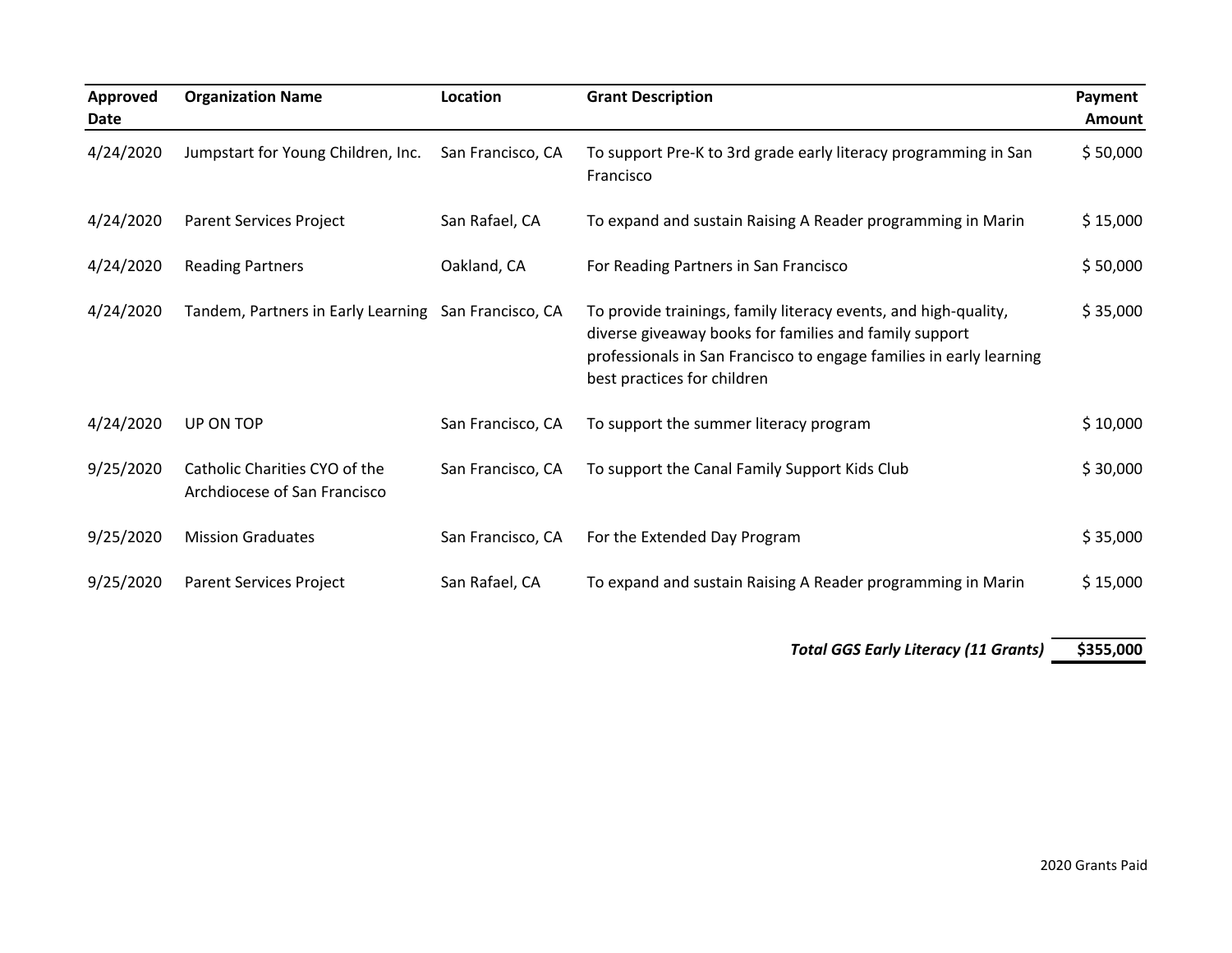| Approved Date | Organization Name | Location | Grant Description | Payment Amount |
|---|---|---|---|---|
| 4/24/2020 | Jumpstart for Young Children, Inc. | San Francisco, CA | To support Pre-K to 3rd grade early literacy programming in San Francisco | $ 50,000 |
| 4/24/2020 | Parent Services Project | San Rafael, CA | To expand and sustain Raising A Reader programming in Marin | $ 15,000 |
| 4/24/2020 | Reading Partners | Oakland, CA | For Reading Partners in San Francisco | $ 50,000 |
| 4/24/2020 | Tandem, Partners in Early Learning | San Francisco, CA | To provide trainings, family literacy events, and high-quality, diverse giveaway books for families and family support professionals in San Francisco to engage families in early learning best practices for children | $ 35,000 |
| 4/24/2020 | UP ON TOP | San Francisco, CA | To support the summer literacy program | $ 10,000 |
| 9/25/2020 | Catholic Charities CYO of the Archdiocese of San Francisco | San Francisco, CA | To support the Canal Family Support Kids Club | $ 30,000 |
| 9/25/2020 | Mission Graduates | San Francisco, CA | For the Extended Day Program | $ 35,000 |
| 9/25/2020 | Parent Services Project | San Rafael, CA | To expand and sustain Raising A Reader programming in Marin | $ 15,000 |
| | | | ***Total GGS Early Literacy (11 Grants)*** | **$355,000** |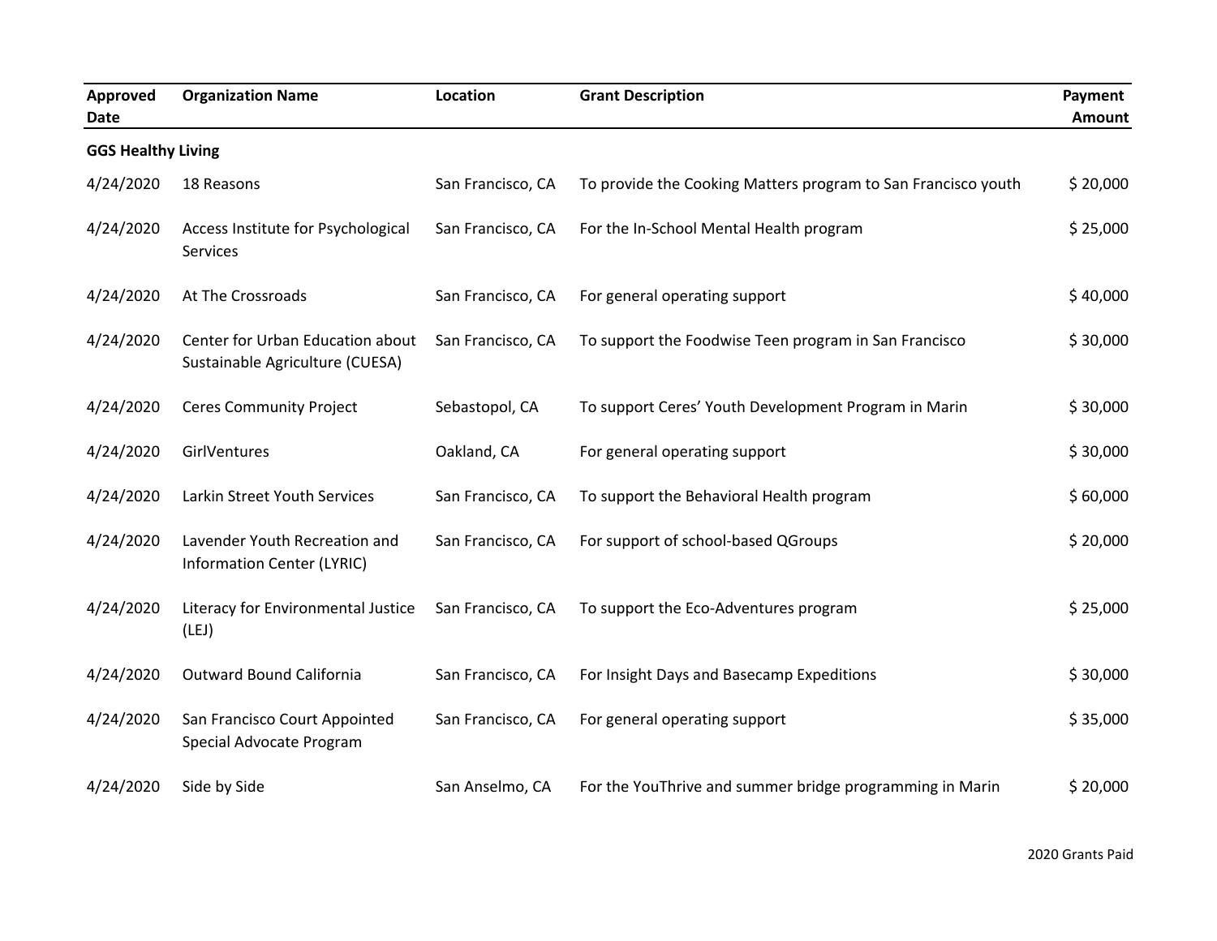| Approved Date | Organization Name | Location | Grant Description | Payment Amount |
|---|---|---|---|---|
| **GGS Healthy Living** | | | | |
| 4/24/2020 | 18 Reasons | San Francisco, CA | To provide the Cooking Matters program to San Francisco youth | $ 20,000 |
| 4/24/2020 | Access Institute for Psychological Services | San Francisco, CA | For the In-School Mental Health program | $ 25,000 |
| 4/24/2020 | At The Crossroads | San Francisco, CA | For general operating support | $ 40,000 |
| 4/24/2020 | Center for Urban Education about Sustainable Agriculture (CUESA) | San Francisco, CA | To support the Foodwise Teen program in San Francisco | $ 30,000 |
| 4/24/2020 | Ceres Community Project | Sebastopol, CA | To support Ceres' Youth Development Program in Marin | $ 30,000 |
| 4/24/2020 | GirlVentures | Oakland, CA | For general operating support | $ 30,000 |
| 4/24/2020 | Larkin Street Youth Services | San Francisco, CA | To support the Behavioral Health program | $ 60,000 |
| 4/24/2020 | Lavender Youth Recreation and Information Center (LYRIC) | San Francisco, CA | For support of school-based QGroups | $ 20,000 |
| 4/24/2020 | Literacy for Environmental Justice (LEJ) | San Francisco, CA | To support the Eco-Adventures program | $ 25,000 |
| 4/24/2020 | Outward Bound California | San Francisco, CA | For Insight Days and Basecamp Expeditions | $ 30,000 |
| 4/24/2020 | San Francisco Court Appointed Special Advocate Program | San Francisco, CA | For general operating support | $ 35,000 |
| 4/24/2020 | Side by Side | San Anselmo, CA | For the YouThrive and summer bridge programming in Marin | $ 20,000 |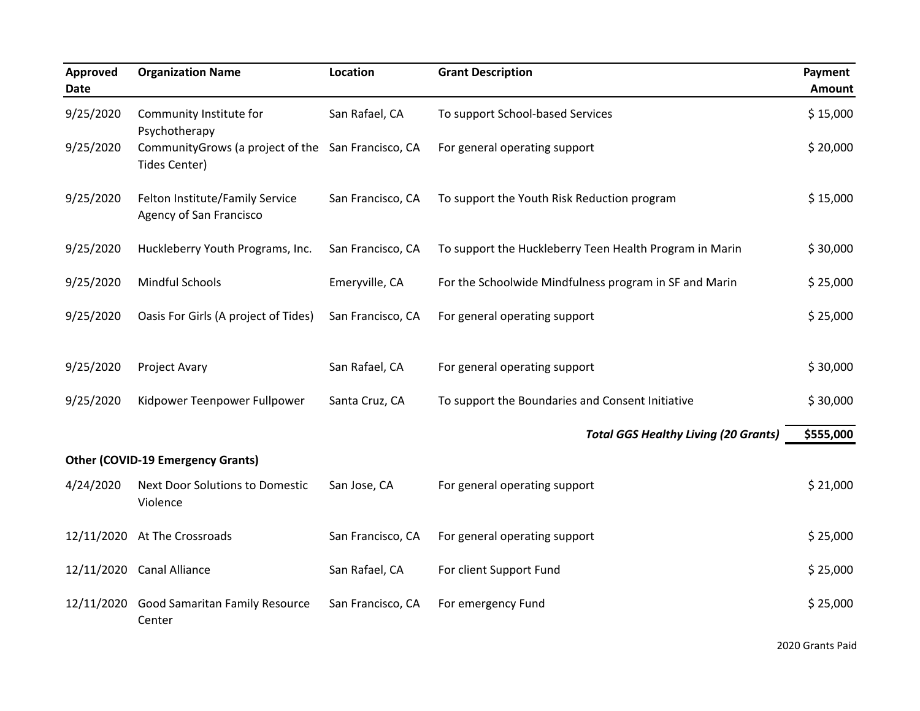| Approved Date | Organization Name | Location | Grant Description | Payment Amount |
|---|---|---|---|---|
| 9/25/2020 | Community Institute for Psychotherapy | San Rafael, CA | To support School-based Services | $ 15,000 |
| 9/25/2020 | CommunityGrows (a project of the Tides Center) | San Francisco, CA | For general operating support | $ 20,000 |
| 9/25/2020 | Felton Institute/Family Service Agency of San Francisco | San Francisco, CA | To support the Youth Risk Reduction program | $ 15,000 |
| 9/25/2020 | Huckleberry Youth Programs, Inc. | San Francisco, CA | To support the Huckleberry Teen Health Program in Marin | $ 30,000 |
| 9/25/2020 | Mindful Schools | Emeryville, CA | For the Schoolwide Mindfulness program in SF and Marin | $ 25,000 |
| 9/25/2020 | Oasis For Girls (A project of Tides) | San Francisco, CA | For general operating support | $ 25,000 |
| 9/25/2020 | Project Avary | San Rafael, CA | For general operating support | $ 30,000 |
| 9/25/2020 | Kidpower Teenpower Fullpower | Santa Cruz, CA | To support the Boundaries and Consent Initiative | $ 30,000 |
| | | | ***Total GGS Healthy Living (20 Grants)*** | **$555,000** |
| **Other (COVID-19 Emergency Grants)** | | | | |
| 4/24/2020 | Next Door Solutions to Domestic Violence | San Jose, CA | For general operating support | $ 21,000 |
| 12/11/2020 | At The Crossroads | San Francisco, CA | For general operating support | $ 25,000 |
| 12/11/2020 | Canal Alliance | San Rafael, CA | For client Support Fund | $ 25,000 |
| 12/11/2020 | Good Samaritan Family Resource Center | San Francisco, CA | For emergency Fund | $ 25,000 |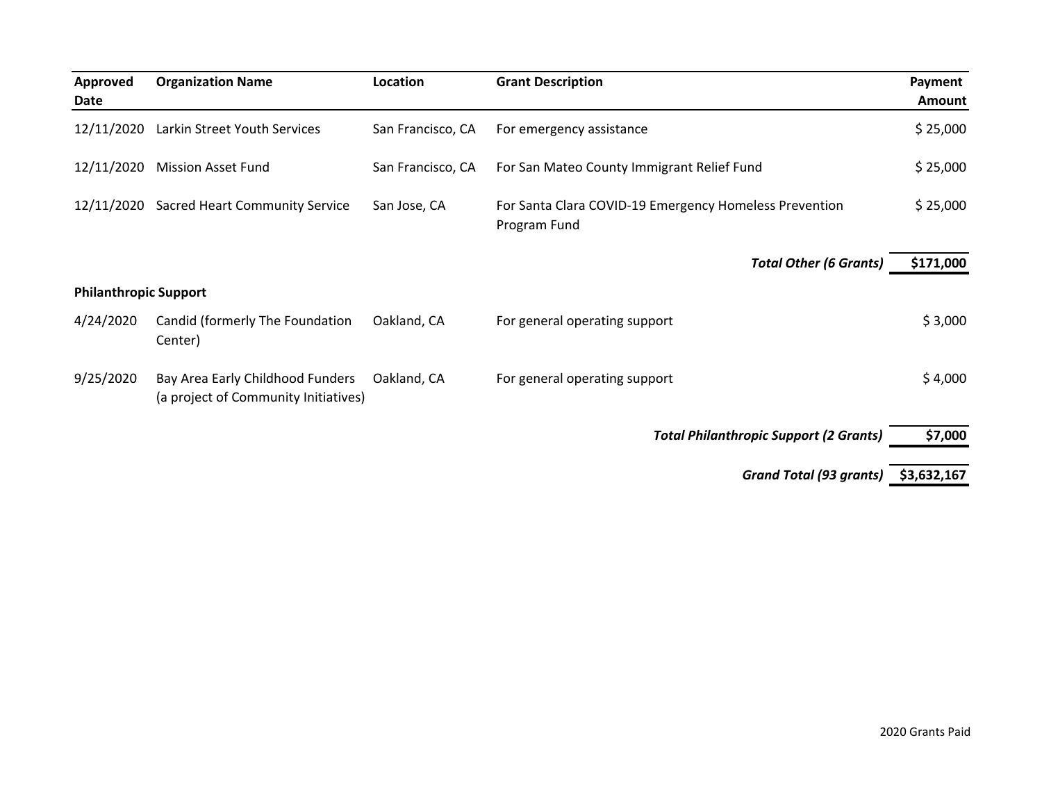| Approved Date | Organization Name | Location | Grant Description | Payment Amount |
|---|---|---|---|---|
| 12/11/2020 | Larkin Street Youth Services | San Francisco, CA | For emergency assistance | $ 25,000 |
| 12/11/2020 | Mission Asset Fund | San Francisco, CA | For San Mateo County Immigrant Relief Fund | $ 25,000 |
| 12/11/2020 | Sacred Heart Community Service | San Jose, CA | For Santa Clara COVID-19 Emergency Homeless Prevention Program Fund | $ 25,000 |
| | | | ***Total Other (6 Grants)*** | **$171,000** |
| **Philanthropic Support** | | | | |
| 4/24/2020 | Candid (formerly The Foundation Center) | Oakland, CA | For general operating support | $ 3,000 |
| 9/25/2020 | Bay Area Early Childhood Funders (a project of Community Initiatives) | Oakland, CA | For general operating support | $ 4,000 |
| | | | ***Total Philanthropic Support (2 Grants)*** | **$7,000** |
| | | | ***Grand Total (93 grants)*** | **$3,632,167** |

2020 Grants Paid